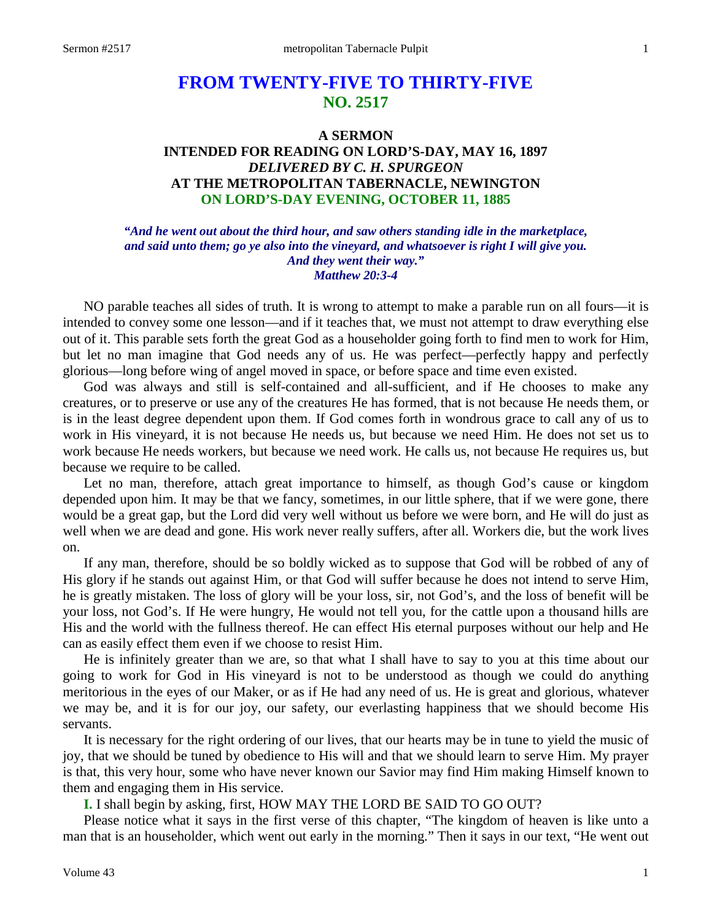# FROM TWENTY-FIVE TO THIRTY-FIVE
## NO. 2517

### A SERMON
### INTENDED FOR READING ON LORD'S-DAY, MAY 16, 1897
### *DELIVERED BY C. H. SPURGEON*
### AT THE METROPOLITAN TABERNACLE, NEWINGTON
### ON LORD'S-DAY EVENING, OCTOBER 11, 1885

***"And he went out about the third hour, and saw others standing idle in the marketplace, and said unto them; go ye also into the vineyard, and whatsoever is right I will give you. And they went their way." Matthew 20:3-4***

NO parable teaches all sides of truth. It is wrong to attempt to make a parable run on all fours—it is intended to convey some one lesson—and if it teaches that, we must not attempt to draw everything else out of it. This parable sets forth the great God as a householder going forth to find men to work for Him, but let no man imagine that God needs any of us. He was perfect—perfectly happy and perfectly glorious—long before wing of angel moved in space, or before space and time even existed.

God was always and still is self-contained and all-sufficient, and if He chooses to make any creatures, or to preserve or use any of the creatures He has formed, that is not because He needs them, or is in the least degree dependent upon them. If God comes forth in wondrous grace to call any of us to work in His vineyard, it is not because He needs us, but because we need Him. He does not set us to work because He needs workers, but because we need work. He calls us, not because He requires us, but because we require to be called.

Let no man, therefore, attach great importance to himself, as though God's cause or kingdom depended upon him. It may be that we fancy, sometimes, in our little sphere, that if we were gone, there would be a great gap, but the Lord did very well without us before we were born, and He will do just as well when we are dead and gone. His work never really suffers, after all. Workers die, but the work lives on.

If any man, therefore, should be so boldly wicked as to suppose that God will be robbed of any of His glory if he stands out against Him, or that God will suffer because he does not intend to serve Him, he is greatly mistaken. The loss of glory will be your loss, sir, not God's, and the loss of benefit will be your loss, not God's. If He were hungry, He would not tell you, for the cattle upon a thousand hills are His and the world with the fullness thereof. He can effect His eternal purposes without our help and He can as easily effect them even if we choose to resist Him.

He is infinitely greater than we are, so that what I shall have to say to you at this time about our going to work for God in His vineyard is not to be understood as though we could do anything meritorious in the eyes of our Maker, or as if He had any need of us. He is great and glorious, whatever we may be, and it is for our joy, our safety, our everlasting happiness that we should become His servants.

It is necessary for the right ordering of our lives, that our hearts may be in tune to yield the music of joy, that we should be tuned by obedience to His will and that we should learn to serve Him. My prayer is that, this very hour, some who have never known our Savior may find Him making Himself known to them and engaging them in His service.

**I.** I shall begin by asking, first, HOW MAY THE LORD BE SAID TO GO OUT?

Please notice what it says in the first verse of this chapter, "The kingdom of heaven is like unto a man that is an householder, which went out early in the morning." Then it says in our text, "He went out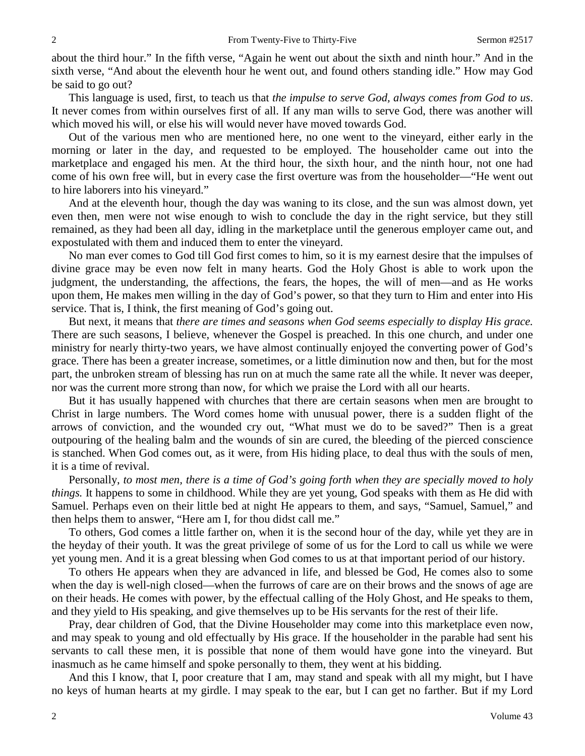about the third hour." In the fifth verse, "Again he went out about the sixth and ninth hour." And in the sixth verse, "And about the eleventh hour he went out, and found others standing idle." How may God be said to go out?

This language is used, first, to teach us that *the impulse to serve God, always comes from God to us*. It never comes from within ourselves first of all. If any man wills to serve God, there was another will which moved his will, or else his will would never have moved towards God.

Out of the various men who are mentioned here, no one went to the vineyard, either early in the morning or later in the day, and requested to be employed. The householder came out into the marketplace and engaged his men. At the third hour, the sixth hour, and the ninth hour, not one had come of his own free will, but in every case the first overture was from the householder—"He went out to hire laborers into his vineyard."

And at the eleventh hour, though the day was waning to its close, and the sun was almost down, yet even then, men were not wise enough to wish to conclude the day in the right service, but they still remained, as they had been all day, idling in the marketplace until the generous employer came out, and expostulated with them and induced them to enter the vineyard.

No man ever comes to God till God first comes to him, so it is my earnest desire that the impulses of divine grace may be even now felt in many hearts. God the Holy Ghost is able to work upon the judgment, the understanding, the affections, the fears, the hopes, the will of men—and as He works upon them, He makes men willing in the day of God's power, so that they turn to Him and enter into His service. That is, I think, the first meaning of God's going out.

But next, it means that *there are times and seasons when God seems especially to display His grace.* There are such seasons, I believe, whenever the Gospel is preached. In this one church, and under one ministry for nearly thirty-two years, we have almost continually enjoyed the converting power of God's grace. There has been a greater increase, sometimes, or a little diminution now and then, but for the most part, the unbroken stream of blessing has run on at much the same rate all the while. It never was deeper, nor was the current more strong than now, for which we praise the Lord with all our hearts.

But it has usually happened with churches that there are certain seasons when men are brought to Christ in large numbers. The Word comes home with unusual power, there is a sudden flight of the arrows of conviction, and the wounded cry out, "What must we do to be saved?" Then is a great outpouring of the healing balm and the wounds of sin are cured, the bleeding of the pierced conscience is stanched. When God comes out, as it were, from His hiding place, to deal thus with the souls of men, it is a time of revival.

Personally, *to most men, there is a time of God's going forth when they are specially moved to holy things.* It happens to some in childhood. While they are yet young, God speaks with them as He did with Samuel. Perhaps even on their little bed at night He appears to them, and says, "Samuel, Samuel," and then helps them to answer, "Here am I, for thou didst call me."

To others, God comes a little farther on, when it is the second hour of the day, while yet they are in the heyday of their youth. It was the great privilege of some of us for the Lord to call us while we were yet young men. And it is a great blessing when God comes to us at that important period of our history.

To others He appears when they are advanced in life, and blessed be God, He comes also to some when the day is well-nigh closed—when the furrows of care are on their brows and the snows of age are on their heads. He comes with power, by the effectual calling of the Holy Ghost, and He speaks to them, and they yield to His speaking, and give themselves up to be His servants for the rest of their life.

Pray, dear children of God, that the Divine Householder may come into this marketplace even now, and may speak to young and old effectually by His grace. If the householder in the parable had sent his servants to call these men, it is possible that none of them would have gone into the vineyard. But inasmuch as he came himself and spoke personally to them, they went at his bidding.

And this I know, that I, poor creature that I am, may stand and speak with all my might, but I have no keys of human hearts at my girdle. I may speak to the ear, but I can get no farther. But if my Lord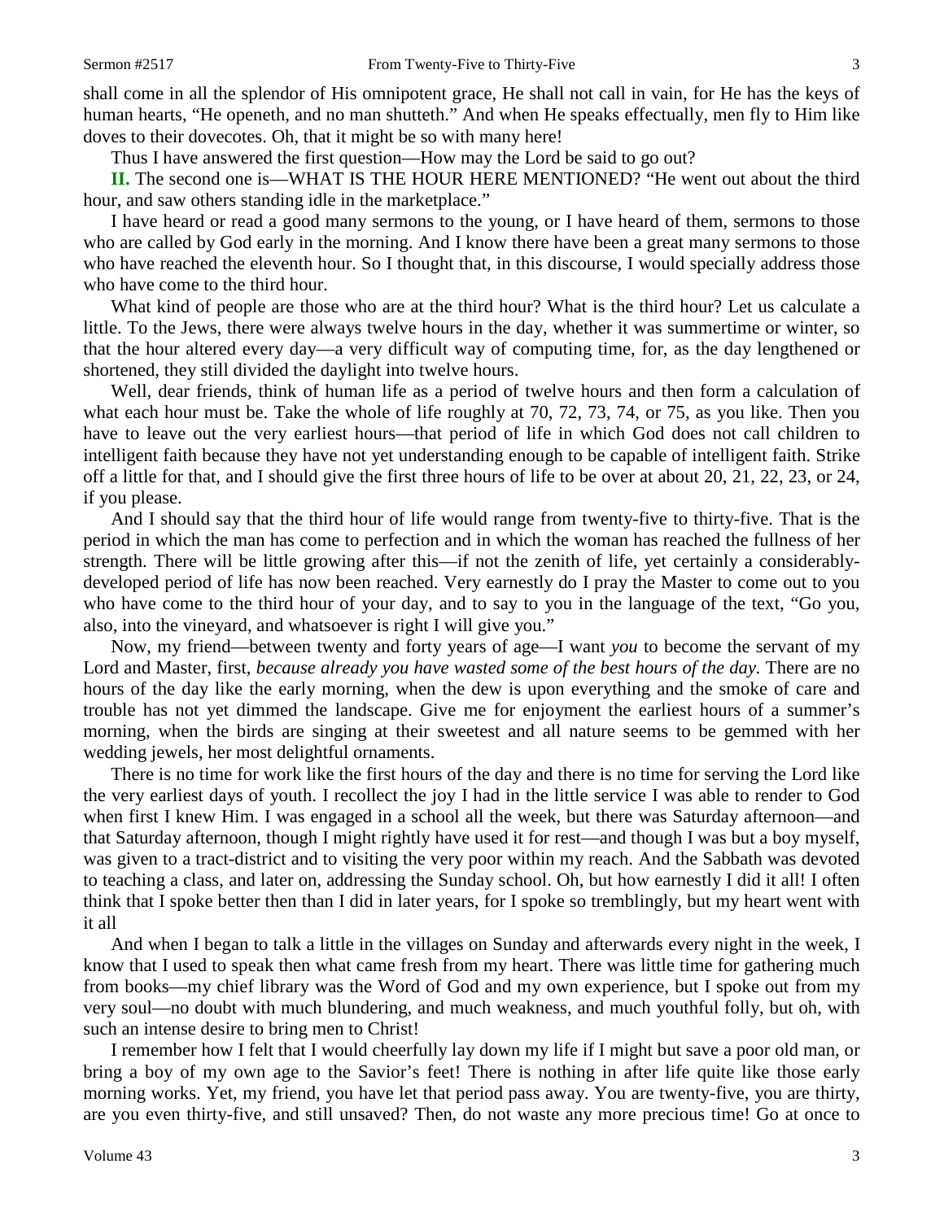shall come in all the splendor of His omnipotent grace, He shall not call in vain, for He has the keys of human hearts, "He openeth, and no man shutteth." And when He speaks effectually, men fly to Him like doves to their dovecotes. Oh, that it might be so with many here!

Thus I have answered the first question—How may the Lord be said to go out?

**II.** The second one is—WHAT IS THE HOUR HERE MENTIONED? "He went out about the third hour, and saw others standing idle in the marketplace."

I have heard or read a good many sermons to the young, or I have heard of them, sermons to those who are called by God early in the morning. And I know there have been a great many sermons to those who have reached the eleventh hour. So I thought that, in this discourse, I would specially address those who have come to the third hour.

What kind of people are those who are at the third hour? What is the third hour? Let us calculate a little. To the Jews, there were always twelve hours in the day, whether it was summertime or winter, so that the hour altered every day—a very difficult way of computing time, for, as the day lengthened or shortened, they still divided the daylight into twelve hours.

Well, dear friends, think of human life as a period of twelve hours and then form a calculation of what each hour must be. Take the whole of life roughly at 70, 72, 73, 74, or 75, as you like. Then you have to leave out the very earliest hours—that period of life in which God does not call children to intelligent faith because they have not yet understanding enough to be capable of intelligent faith. Strike off a little for that, and I should give the first three hours of life to be over at about 20, 21, 22, 23, or 24, if you please.

And I should say that the third hour of life would range from twenty-five to thirty-five. That is the period in which the man has come to perfection and in which the woman has reached the fullness of her strength. There will be little growing after this—if not the zenith of life, yet certainly a considerably-developed period of life has now been reached. Very earnestly do I pray the Master to come out to you who have come to the third hour of your day, and to say to you in the language of the text, "Go you, also, into the vineyard, and whatsoever is right I will give you."

Now, my friend—between twenty and forty years of age—I want *you* to become the servant of my Lord and Master, first, *because already you have wasted some of the best hours of the day.* There are no hours of the day like the early morning, when the dew is upon everything and the smoke of care and trouble has not yet dimmed the landscape. Give me for enjoyment the earliest hours of a summer's morning, when the birds are singing at their sweetest and all nature seems to be gemmed with her wedding jewels, her most delightful ornaments.

There is no time for work like the first hours of the day and there is no time for serving the Lord like the very earliest days of youth. I recollect the joy I had in the little service I was able to render to God when first I knew Him. I was engaged in a school all the week, but there was Saturday afternoon—and that Saturday afternoon, though I might rightly have used it for rest—and though I was but a boy myself, was given to a tract-district and to visiting the very poor within my reach. And the Sabbath was devoted to teaching a class, and later on, addressing the Sunday school. Oh, but how earnestly I did it all! I often think that I spoke better then than I did in later years, for I spoke so tremblingly, but my heart went with it all

And when I began to talk a little in the villages on Sunday and afterwards every night in the week, I know that I used to speak then what came fresh from my heart. There was little time for gathering much from books—my chief library was the Word of God and my own experience, but I spoke out from my very soul—no doubt with much blundering, and much weakness, and much youthful folly, but oh, with such an intense desire to bring men to Christ!

I remember how I felt that I would cheerfully lay down my life if I might but save a poor old man, or bring a boy of my own age to the Savior's feet! There is nothing in after life quite like those early morning works. Yet, my friend, you have let that period pass away. You are twenty-five, you are thirty, are you even thirty-five, and still unsaved? Then, do not waste any more precious time! Go at once to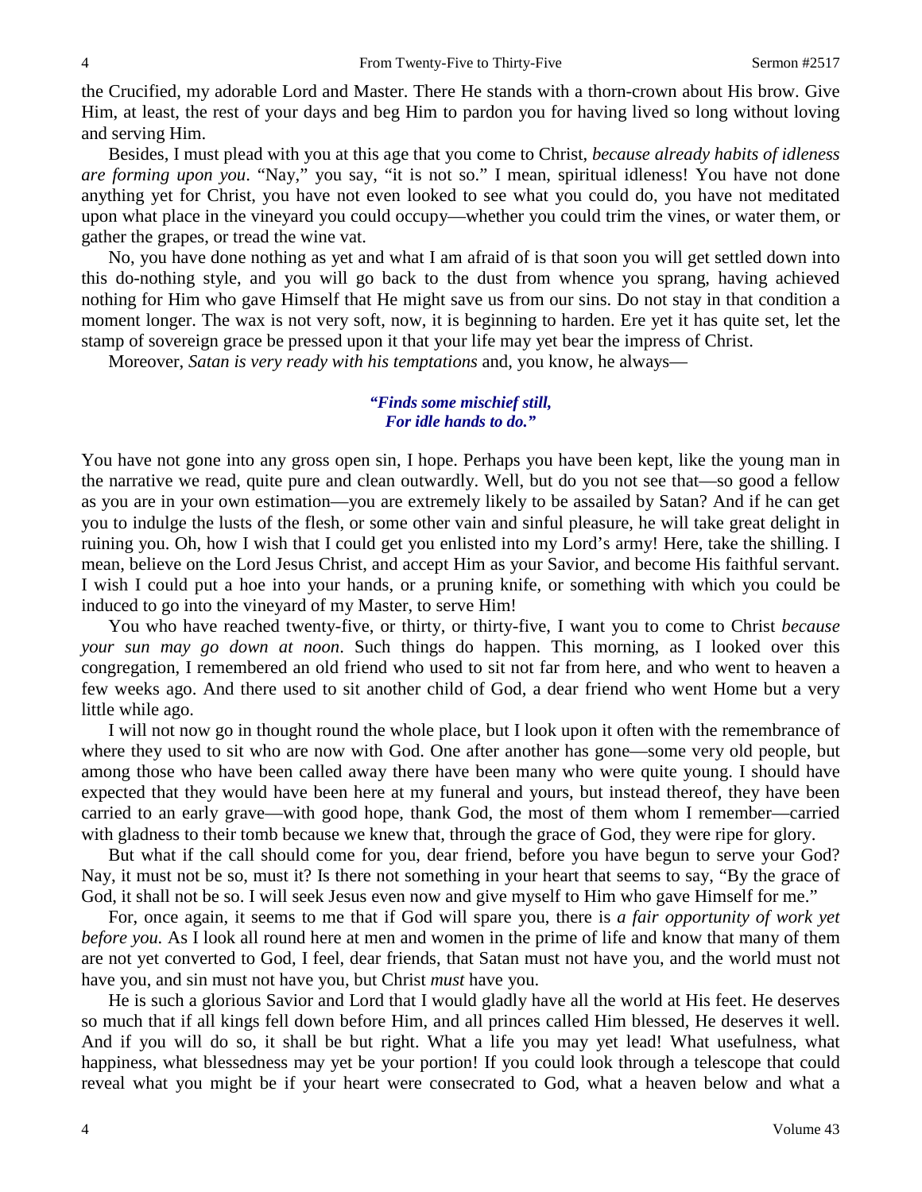the Crucified, my adorable Lord and Master. There He stands with a thorn-crown about His brow. Give Him, at least, the rest of your days and beg Him to pardon you for having lived so long without loving and serving Him.

Besides, I must plead with you at this age that you come to Christ, *because already habits of idleness are forming upon you*. "Nay," you say, "it is not so." I mean, spiritual idleness! You have not done anything yet for Christ, you have not even looked to see what you could do, you have not meditated upon what place in the vineyard you could occupy—whether you could trim the vines, or water them, or gather the grapes, or tread the wine vat.

No, you have done nothing as yet and what I am afraid of is that soon you will get settled down into this do-nothing style, and you will go back to the dust from whence you sprang, having achieved nothing for Him who gave Himself that He might save us from our sins. Do not stay in that condition a moment longer. The wax is not very soft, now, it is beginning to harden. Ere yet it has quite set, let the stamp of sovereign grace be pressed upon it that your life may yet bear the impress of Christ.

Moreover, *Satan is very ready with his temptations* and, you know, he always—

> ***"Finds some mischief still,***
> ***For idle hands to do."***

You have not gone into any gross open sin, I hope. Perhaps you have been kept, like the young man in the narrative we read, quite pure and clean outwardly. Well, but do you not see that—so good a fellow as you are in your own estimation—you are extremely likely to be assailed by Satan? And if he can get you to indulge the lusts of the flesh, or some other vain and sinful pleasure, he will take great delight in ruining you. Oh, how I wish that I could get you enlisted into my Lord's army! Here, take the shilling. I mean, believe on the Lord Jesus Christ, and accept Him as your Savior, and become His faithful servant. I wish I could put a hoe into your hands, or a pruning knife, or something with which you could be induced to go into the vineyard of my Master, to serve Him!

You who have reached twenty-five, or thirty, or thirty-five, I want you to come to Christ *because your sun may go down at noon*. Such things do happen. This morning, as I looked over this congregation, I remembered an old friend who used to sit not far from here, and who went to heaven a few weeks ago. And there used to sit another child of God, a dear friend who went Home but a very little while ago.

I will not now go in thought round the whole place, but I look upon it often with the remembrance of where they used to sit who are now with God. One after another has gone—some very old people, but among those who have been called away there have been many who were quite young. I should have expected that they would have been here at my funeral and yours, but instead thereof, they have been carried to an early grave—with good hope, thank God, the most of them whom I remember—carried with gladness to their tomb because we knew that, through the grace of God, they were ripe for glory.

But what if the call should come for you, dear friend, before you have begun to serve your God? Nay, it must not be so, must it? Is there not something in your heart that seems to say, "By the grace of God, it shall not be so. I will seek Jesus even now and give myself to Him who gave Himself for me."

For, once again, it seems to me that if God will spare you, there is *a fair opportunity of work yet before you.* As I look all round here at men and women in the prime of life and know that many of them are not yet converted to God, I feel, dear friends, that Satan must not have you, and the world must not have you, and sin must not have you, but Christ *must* have you.

He is such a glorious Savior and Lord that I would gladly have all the world at His feet. He deserves so much that if all kings fell down before Him, and all princes called Him blessed, He deserves it well. And if you will do so, it shall be but right. What a life you may yet lead! What usefulness, what happiness, what blessedness may yet be your portion! If you could look through a telescope that could reveal what you might be if your heart were consecrated to God, what a heaven below and what a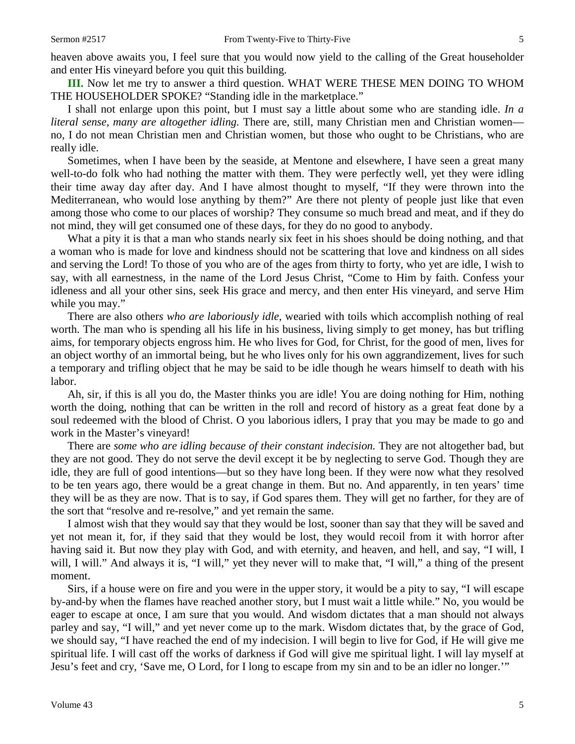heaven above awaits you, I feel sure that you would now yield to the calling of the Great householder and enter His vineyard before you quit this building.

**III.** Now let me try to answer a third question. WHAT WERE THESE MEN DOING TO WHOM THE HOUSEHOLDER SPOKE? "Standing idle in the marketplace."

I shall not enlarge upon this point, but I must say a little about some who are standing idle. *In a literal sense, many are altogether idling.* There are, still, many Christian men and Christian women—no, I do not mean Christian men and Christian women, but those who ought to be Christians, who are really idle.

Sometimes, when I have been by the seaside, at Mentone and elsewhere, I have seen a great many well-to-do folk who had nothing the matter with them. They were perfectly well, yet they were idling their time away day after day. And I have almost thought to myself, "If they were thrown into the Mediterranean, who would lose anything by them?" Are there not plenty of people just like that even among those who come to our places of worship? They consume so much bread and meat, and if they do not mind, they will get consumed one of these days, for they do no good to anybody.

What a pity it is that a man who stands nearly six feet in his shoes should be doing nothing, and that a woman who is made for love and kindness should not be scattering that love and kindness on all sides and serving the Lord! To those of you who are of the ages from thirty to forty, who yet are idle, I wish to say, with all earnestness, in the name of the Lord Jesus Christ, "Come to Him by faith. Confess your idleness and all your other sins, seek His grace and mercy, and then enter His vineyard, and serve Him while you may."

There are also other*s who are laboriously idle,* wearied with toils which accomplish nothing of real worth. The man who is spending all his life in his business, living simply to get money, has but trifling aims, for temporary objects engross him. He who lives for God, for Christ, for the good of men, lives for an object worthy of an immortal being, but he who lives only for his own aggrandizement, lives for such a temporary and trifling object that he may be said to be idle though he wears himself to death with his labor.

Ah, sir, if this is all you do, the Master thinks you are idle! You are doing nothing for Him, nothing worth the doing, nothing that can be written in the roll and record of history as a great feat done by a soul redeemed with the blood of Christ. O you laborious idlers, I pray that you may be made to go and work in the Master's vineyard!

There are *some who are idling because of their constant indecision.* They are not altogether bad, but they are not good. They do not serve the devil except it be by neglecting to serve God. Though they are idle, they are full of good intentions—but so they have long been. If they were now what they resolved to be ten years ago, there would be a great change in them. But no. And apparently, in ten years' time they will be as they are now. That is to say, if God spares them. They will get no farther, for they are of the sort that "resolve and re-resolve," and yet remain the same.

I almost wish that they would say that they would be lost, sooner than say that they will be saved and yet not mean it, for, if they said that they would be lost, they would recoil from it with horror after having said it. But now they play with God, and with eternity, and heaven, and hell, and say, "I will, I will, I will." And always it is, "I will," yet they never will to make that, "I will," a thing of the present moment.

Sirs, if a house were on fire and you were in the upper story, it would be a pity to say, "I will escape by-and-by when the flames have reached another story, but I must wait a little while." No, you would be eager to escape at once, I am sure that you would. And wisdom dictates that a man should not always parley and say, "I will," and yet never come up to the mark. Wisdom dictates that, by the grace of God, we should say, "I have reached the end of my indecision. I will begin to live for God, if He will give me spiritual life. I will cast off the works of darkness if God will give me spiritual light. I will lay myself at Jesu's feet and cry, 'Save me, O Lord, for I long to escape from my sin and to be an idler no longer.'"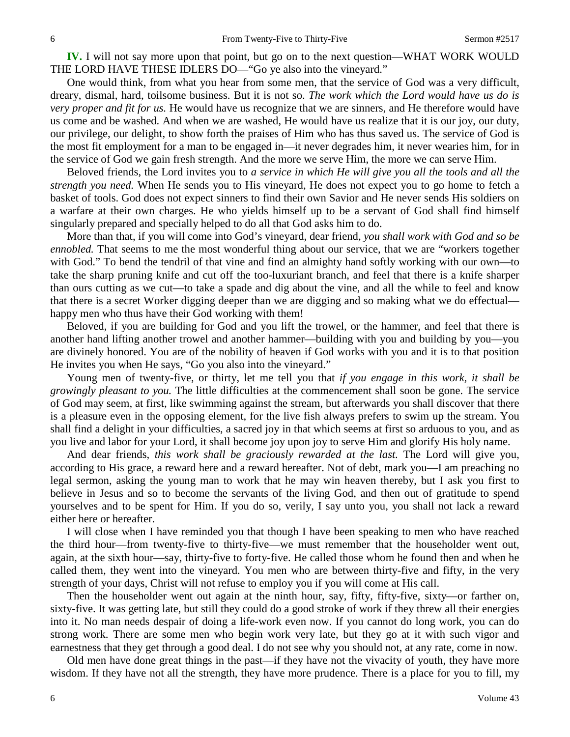**IV.** I will not say more upon that point, but go on to the next question—WHAT WORK WOULD THE LORD HAVE THESE IDLERS DO—"Go ye also into the vineyard."

One would think, from what you hear from some men, that the service of God was a very difficult, dreary, dismal, hard, toilsome business. But it is not so. *The work which the Lord would have us do is very proper and fit for us.* He would have us recognize that we are sinners, and He therefore would have us come and be washed. And when we are washed, He would have us realize that it is our joy, our duty, our privilege, our delight, to show forth the praises of Him who has thus saved us. The service of God is the most fit employment for a man to be engaged in—it never degrades him, it never wearies him, for in the service of God we gain fresh strength. And the more we serve Him, the more we can serve Him.

Beloved friends, the Lord invites you to *a service in which He will give you all the tools and all the strength you need.* When He sends you to His vineyard, He does not expect you to go home to fetch a basket of tools. God does not expect sinners to find their own Savior and He never sends His soldiers on a warfare at their own charges. He who yields himself up to be a servant of God shall find himself singularly prepared and specially helped to do all that God asks him to do.

More than that, if you will come into God's vineyard, dear friend, *you shall work with God and so be ennobled.* That seems to me the most wonderful thing about our service, that we are "workers together with God." To bend the tendril of that vine and find an almighty hand softly working with our own—to take the sharp pruning knife and cut off the too-luxuriant branch, and feel that there is a knife sharper than ours cutting as we cut—to take a spade and dig about the vine, and all the while to feel and know that there is a secret Worker digging deeper than we are digging and so making what we do effectual—happy men who thus have their God working with them!

Beloved, if you are building for God and you lift the trowel, or the hammer, and feel that there is another hand lifting another trowel and another hammer—building with you and building by you—you are divinely honored. You are of the nobility of heaven if God works with you and it is to that position He invites you when He says, "Go you also into the vineyard."

Young men of twenty-five, or thirty, let me tell you that *if you engage in this work, it shall be growingly pleasant to you.* The little difficulties at the commencement shall soon be gone. The service of God may seem, at first, like swimming against the stream, but afterwards you shall discover that there is a pleasure even in the opposing element, for the live fish always prefers to swim up the stream. You shall find a delight in your difficulties, a sacred joy in that which seems at first so arduous to you, and as you live and labor for your Lord, it shall become joy upon joy to serve Him and glorify His holy name.

And dear friends, *this work shall be graciously rewarded at the last.* The Lord will give you, according to His grace, a reward here and a reward hereafter. Not of debt, mark you—I am preaching no legal sermon, asking the young man to work that he may win heaven thereby, but I ask you first to believe in Jesus and so to become the servants of the living God, and then out of gratitude to spend yourselves and to be spent for Him. If you do so, verily, I say unto you, you shall not lack a reward either here or hereafter.

I will close when I have reminded you that though I have been speaking to men who have reached the third hour—from twenty-five to thirty-five—we must remember that the householder went out, again, at the sixth hour—say, thirty-five to forty-five. He called those whom he found then and when he called them, they went into the vineyard. You men who are between thirty-five and fifty, in the very strength of your days, Christ will not refuse to employ you if you will come at His call.

Then the householder went out again at the ninth hour, say, fifty, fifty-five, sixty—or farther on, sixty-five. It was getting late, but still they could do a good stroke of work if they threw all their energies into it. No man needs despair of doing a life-work even now. If you cannot do long work, you can do strong work. There are some men who begin work very late, but they go at it with such vigor and earnestness that they get through a good deal. I do not see why you should not, at any rate, come in now.

Old men have done great things in the past—if they have not the vivacity of youth, they have more wisdom. If they have not all the strength, they have more prudence. There is a place for you to fill, my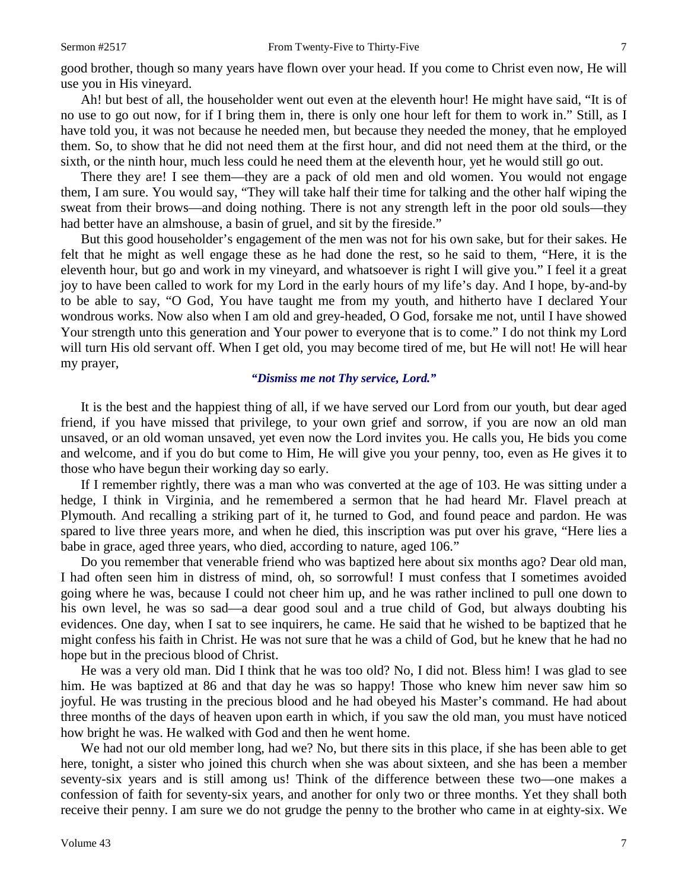good brother, though so many years have flown over your head. If you come to Christ even now, He will use you in His vineyard.

Ah! but best of all, the householder went out even at the eleventh hour! He might have said, "It is of no use to go out now, for if I bring them in, there is only one hour left for them to work in." Still, as I have told you, it was not because he needed men, but because they needed the money, that he employed them. So, to show that he did not need them at the first hour, and did not need them at the third, or the sixth, or the ninth hour, much less could he need them at the eleventh hour, yet he would still go out.

There they are! I see them—they are a pack of old men and old women. You would not engage them, I am sure. You would say, "They will take half their time for talking and the other half wiping the sweat from their brows—and doing nothing. There is not any strength left in the poor old souls—they had better have an almshouse, a basin of gruel, and sit by the fireside."

But this good householder's engagement of the men was not for his own sake, but for their sakes. He felt that he might as well engage these as he had done the rest, so he said to them, "Here, it is the eleventh hour, but go and work in my vineyard, and whatsoever is right I will give you." I feel it a great joy to have been called to work for my Lord in the early hours of my life's day. And I hope, by-and-by to be able to say, "O God, You have taught me from my youth, and hitherto have I declared Your wondrous works. Now also when I am old and grey-headed, O God, forsake me not, until I have showed Your strength unto this generation and Your power to everyone that is to come." I do not think my Lord will turn His old servant off. When I get old, you may become tired of me, but He will not! He will hear my prayer,

*"Dismiss me not Thy service, Lord."*

It is the best and the happiest thing of all, if we have served our Lord from our youth, but dear aged friend, if you have missed that privilege, to your own grief and sorrow, if you are now an old man unsaved, or an old woman unsaved, yet even now the Lord invites you. He calls you, He bids you come and welcome, and if you do but come to Him, He will give you your penny, too, even as He gives it to those who have begun their working day so early.

If I remember rightly, there was a man who was converted at the age of 103. He was sitting under a hedge, I think in Virginia, and he remembered a sermon that he had heard Mr. Flavel preach at Plymouth. And recalling a striking part of it, he turned to God, and found peace and pardon. He was spared to live three years more, and when he died, this inscription was put over his grave, "Here lies a babe in grace, aged three years, who died, according to nature, aged 106."

Do you remember that venerable friend who was baptized here about six months ago? Dear old man, I had often seen him in distress of mind, oh, so sorrowful! I must confess that I sometimes avoided going where he was, because I could not cheer him up, and he was rather inclined to pull one down to his own level, he was so sad—a dear good soul and a true child of God, but always doubting his evidences. One day, when I sat to see inquirers, he came. He said that he wished to be baptized that he might confess his faith in Christ. He was not sure that he was a child of God, but he knew that he had no hope but in the precious blood of Christ.

He was a very old man. Did I think that he was too old? No, I did not. Bless him! I was glad to see him. He was baptized at 86 and that day he was so happy! Those who knew him never saw him so joyful. He was trusting in the precious blood and he had obeyed his Master's command. He had about three months of the days of heaven upon earth in which, if you saw the old man, you must have noticed how bright he was. He walked with God and then he went home.

We had not our old member long, had we? No, but there sits in this place, if she has been able to get here, tonight, a sister who joined this church when she was about sixteen, and she has been a member seventy-six years and is still among us! Think of the difference between these two—one makes a confession of faith for seventy-six years, and another for only two or three months. Yet they shall both receive their penny. I am sure we do not grudge the penny to the brother who came in at eighty-six. We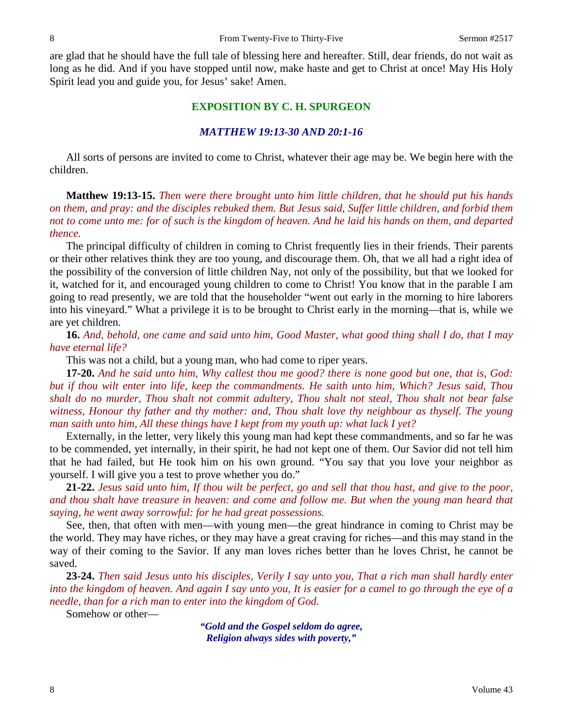are glad that he should have the full tale of blessing here and hereafter. Still, dear friends, do not wait as long as he did. And if you have stopped until now, make haste and get to Christ at once! May His Holy Spirit lead you and guide you, for Jesus' sake! Amen.

## EXPOSITION BY C. H. SPURGEON

### *MATTHEW 19:13-30 AND 20:1-16*

All sorts of persons are invited to come to Christ, whatever their age may be. We begin here with the children.

**Matthew 19:13-15.** *Then were there brought unto him little children, that he should put his hands on them, and pray: and the disciples rebuked them. But Jesus said, Suffer little children, and forbid them not to come unto me: for of such is the kingdom of heaven. And he laid his hands on them, and departed thence.*

The principal difficulty of children in coming to Christ frequently lies in their friends. Their parents or their other relatives think they are too young, and discourage them. Oh, that we all had a right idea of the possibility of the conversion of little children Nay, not only of the possibility, but that we looked for it, watched for it, and encouraged young children to come to Christ! You know that in the parable I am going to read presently, we are told that the householder "went out early in the morning to hire laborers into his vineyard." What a privilege it is to be brought to Christ early in the morning—that is, while we are yet children.

**16.** *And, behold, one came and said unto him, Good Master, what good thing shall I do, that I may have eternal life?*

This was not a child, but a young man, who had come to riper years.

**17-20.** *And he said unto him, Why callest thou me good? there is none good but one, that is, God: but if thou wilt enter into life, keep the commandments. He saith unto him, Which? Jesus said, Thou shalt do no murder, Thou shalt not commit adultery, Thou shalt not steal, Thou shalt not bear false witness, Honour thy father and thy mother: and, Thou shalt love thy neighbour as thyself. The young man saith unto him, All these things have I kept from my youth up: what lack I yet?*

Externally, in the letter, very likely this young man had kept these commandments, and so far he was to be commended, yet internally, in their spirit, he had not kept one of them. Our Savior did not tell him that he had failed, but He took him on his own ground. "You say that you love your neighbor as yourself. I will give you a test to prove whether you do."

**21-22.** *Jesus said unto him, If thou wilt be perfect, go and sell that thou hast, and give to the poor, and thou shalt have treasure in heaven: and come and follow me. But when the young man heard that saying, he went away sorrowful: for he had great possessions.*

See, then, that often with men—with young men—the great hindrance in coming to Christ may be the world. They may have riches, or they may have a great craving for riches—and this may stand in the way of their coming to the Savior. If any man loves riches better than he loves Christ, he cannot be saved.

**23-24.** *Then said Jesus unto his disciples, Verily I say unto you, That a rich man shall hardly enter into the kingdom of heaven. And again I say unto you, It is easier for a camel to go through the eye of a needle, than for a rich man to enter into the kingdom of God.*

Somehow or other—

> ***"Gold and the Gospel seldom do agree,***
> ***Religion always sides with poverty,"***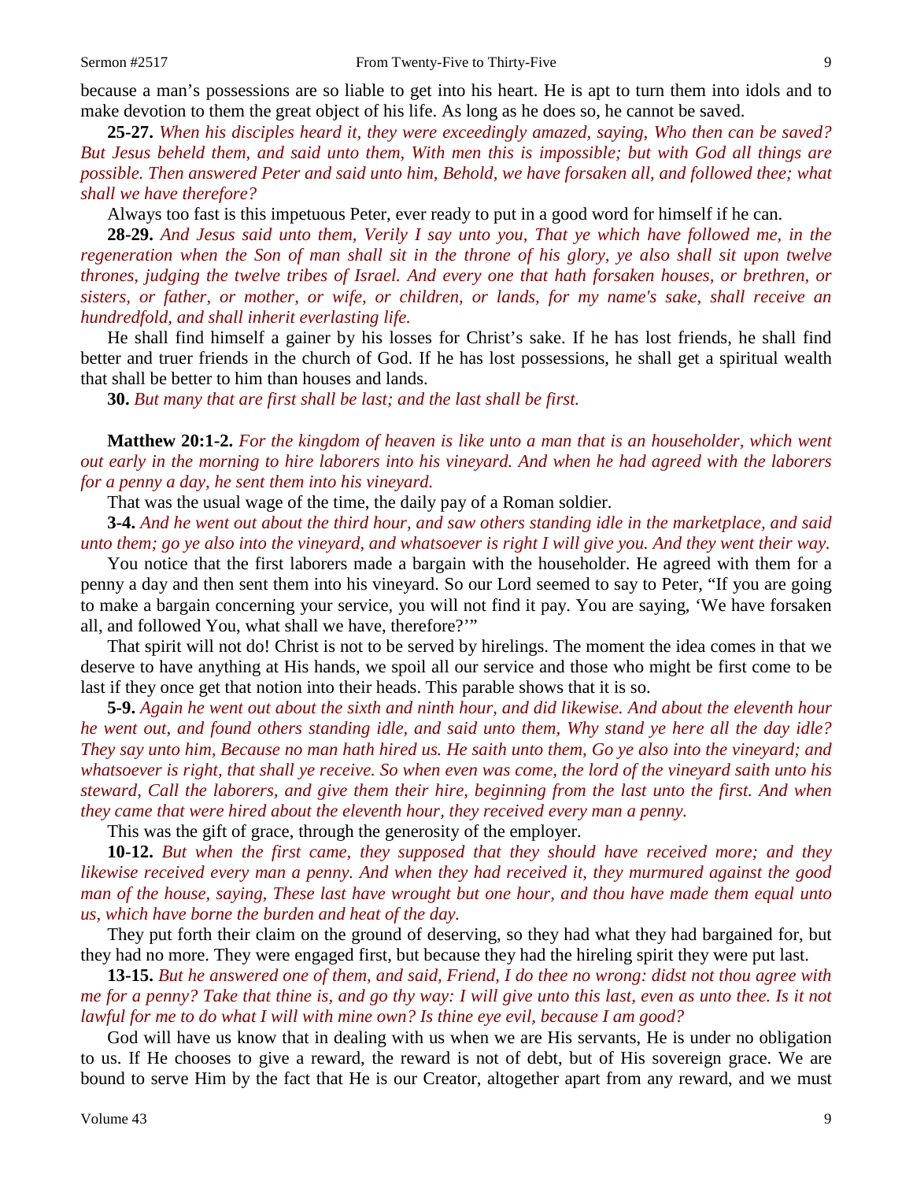because a man's possessions are so liable to get into his heart. He is apt to turn them into idols and to make devotion to them the great object of his life. As long as he does so, he cannot be saved.

**25-27.** *When his disciples heard it, they were exceedingly amazed, saying, Who then can be saved? But Jesus beheld them, and said unto them, With men this is impossible; but with God all things are possible. Then answered Peter and said unto him, Behold, we have forsaken all, and followed thee; what shall we have therefore?*

Always too fast is this impetuous Peter, ever ready to put in a good word for himself if he can.

**28-29.** *And Jesus said unto them, Verily I say unto you, That ye which have followed me, in the regeneration when the Son of man shall sit in the throne of his glory, ye also shall sit upon twelve thrones, judging the twelve tribes of Israel. And every one that hath forsaken houses, or brethren, or sisters, or father, or mother, or wife, or children, or lands, for my name's sake, shall receive an hundredfold, and shall inherit everlasting life.*

He shall find himself a gainer by his losses for Christ's sake. If he has lost friends, he shall find better and truer friends in the church of God. If he has lost possessions, he shall get a spiritual wealth that shall be better to him than houses and lands.

**30.** *But many that are first shall be last; and the last shall be first.*

**Matthew 20:1-2.** *For the kingdom of heaven is like unto a man that is an householder, which went out early in the morning to hire laborers into his vineyard. And when he had agreed with the laborers for a penny a day, he sent them into his vineyard.*

That was the usual wage of the time, the daily pay of a Roman soldier.

**3-4.** *And he went out about the third hour, and saw others standing idle in the marketplace, and said unto them; go ye also into the vineyard, and whatsoever is right I will give you. And they went their way.*

You notice that the first laborers made a bargain with the householder. He agreed with them for a penny a day and then sent them into his vineyard. So our Lord seemed to say to Peter, "If you are going to make a bargain concerning your service, you will not find it pay. You are saying, 'We have forsaken all, and followed You, what shall we have, therefore?'"

That spirit will not do! Christ is not to be served by hirelings. The moment the idea comes in that we deserve to have anything at His hands, we spoil all our service and those who might be first come to be last if they once get that notion into their heads. This parable shows that it is so.

**5-9.** *Again he went out about the sixth and ninth hour, and did likewise. And about the eleventh hour he went out, and found others standing idle, and said unto them, Why stand ye here all the day idle? They say unto him, Because no man hath hired us. He saith unto them, Go ye also into the vineyard; and whatsoever is right, that shall ye receive. So when even was come, the lord of the vineyard saith unto his steward, Call the laborers, and give them their hire, beginning from the last unto the first. And when they came that were hired about the eleventh hour, they received every man a penny.*

This was the gift of grace, through the generosity of the employer.

**10-12.** *But when the first came, they supposed that they should have received more; and they likewise received every man a penny. And when they had received it, they murmured against the good man of the house, saying, These last have wrought but one hour, and thou have made them equal unto us, which have borne the burden and heat of the day.*

They put forth their claim on the ground of deserving, so they had what they had bargained for, but they had no more. They were engaged first, but because they had the hireling spirit they were put last.

**13-15.** *But he answered one of them, and said, Friend, I do thee no wrong: didst not thou agree with me for a penny? Take that thine is, and go thy way: I will give unto this last, even as unto thee. Is it not lawful for me to do what I will with mine own? Is thine eye evil, because I am good?*

God will have us know that in dealing with us when we are His servants, He is under no obligation to us. If He chooses to give a reward, the reward is not of debt, but of His sovereign grace. We are bound to serve Him by the fact that He is our Creator, altogether apart from any reward, and we must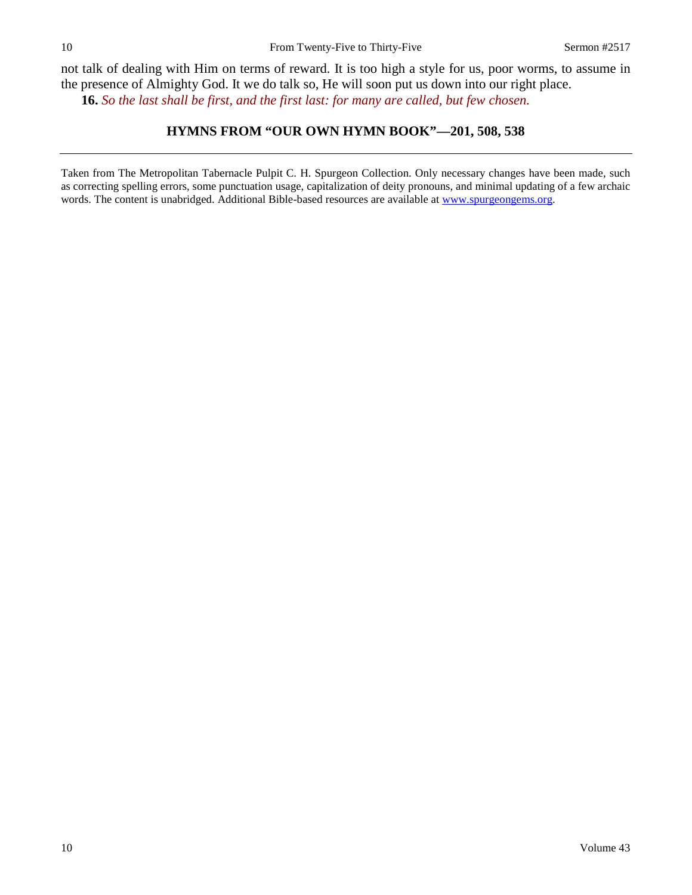not talk of dealing with Him on terms of reward. It is too high a style for us, poor worms, to assume in the presence of Almighty God. It we do talk so, He will soon put us down into our right place.

**16.** *So the last shall be first, and the first last: for many are called, but few chosen.*

### HYMNS FROM "OUR OWN HYMN BOOK"—201, 508, 538

---

Taken from The Metropolitan Tabernacle Pulpit C. H. Spurgeon Collection. Only necessary changes have been made, such as correcting spelling errors, some punctuation usage, capitalization of deity pronouns, and minimal updating of a few archaic words. The content is unabridged. Additional Bible-based resources are available at www.spurgeongems.org.